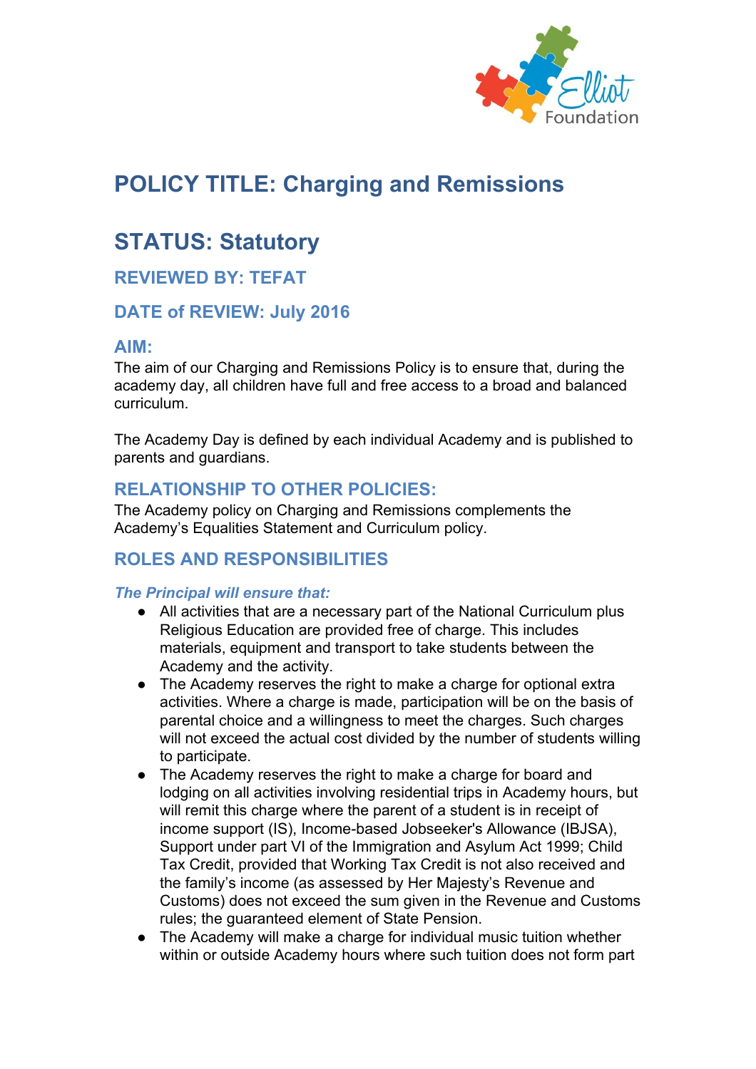# POLICY TITLE: Charging and Remissions

# STATUS: Statutory

## REVIEWED BY: TEFAT

## DATE of REVIEW: July 2016

## AIM:

The aim of our Charging and Remissions Policy is to ensure that, during the academy day, all children have full and free access to a broad and balanced curriculum.

The Academy Day is defined by each individual Academy and is published to parents and guardians.

## RELATIONSHIP TO OTHER POLICIES:

The Academy policy on Charging and Remissions complements the Academy's Equalities Statement and Curriculum policy.

## ROLES AND RESPONSIBILITIES

### *The Principal will ensure that:*

- All activities that are a necessary part of the National Curriculum plus Religious Education are provided free of charge. This includes materials, equipment and transport to take students between the Academy and the activity.
- The Academy reserves the right to make a charge for optional extra activities. Where a charge is made, participation will be on the basis of parental choice and a willingness to meet the charges. Such charges will not exceed the actual cost divided by the number of students willing to participate.
- The Academy reserves the right to make a charge for board and lodging on all activities involving residential trips in Academy hours, but will remit this charge where the parent of a student is in receipt of income support (IS), Income-based Jobseeker's Allowance (IBJSA), Support under part VI of the Immigration and Asylum Act 1999; Child Tax Credit, provided that Working Tax Credit is not also received and the family's income (as assessed by Her Majesty's Revenue and Customs) does not exceed the sum given in the Revenue and Customs rules; the guaranteed element of State Pension.
- The Academy will make a charge for individual music tuition whether within or outside Academy hours where such tuition does not form part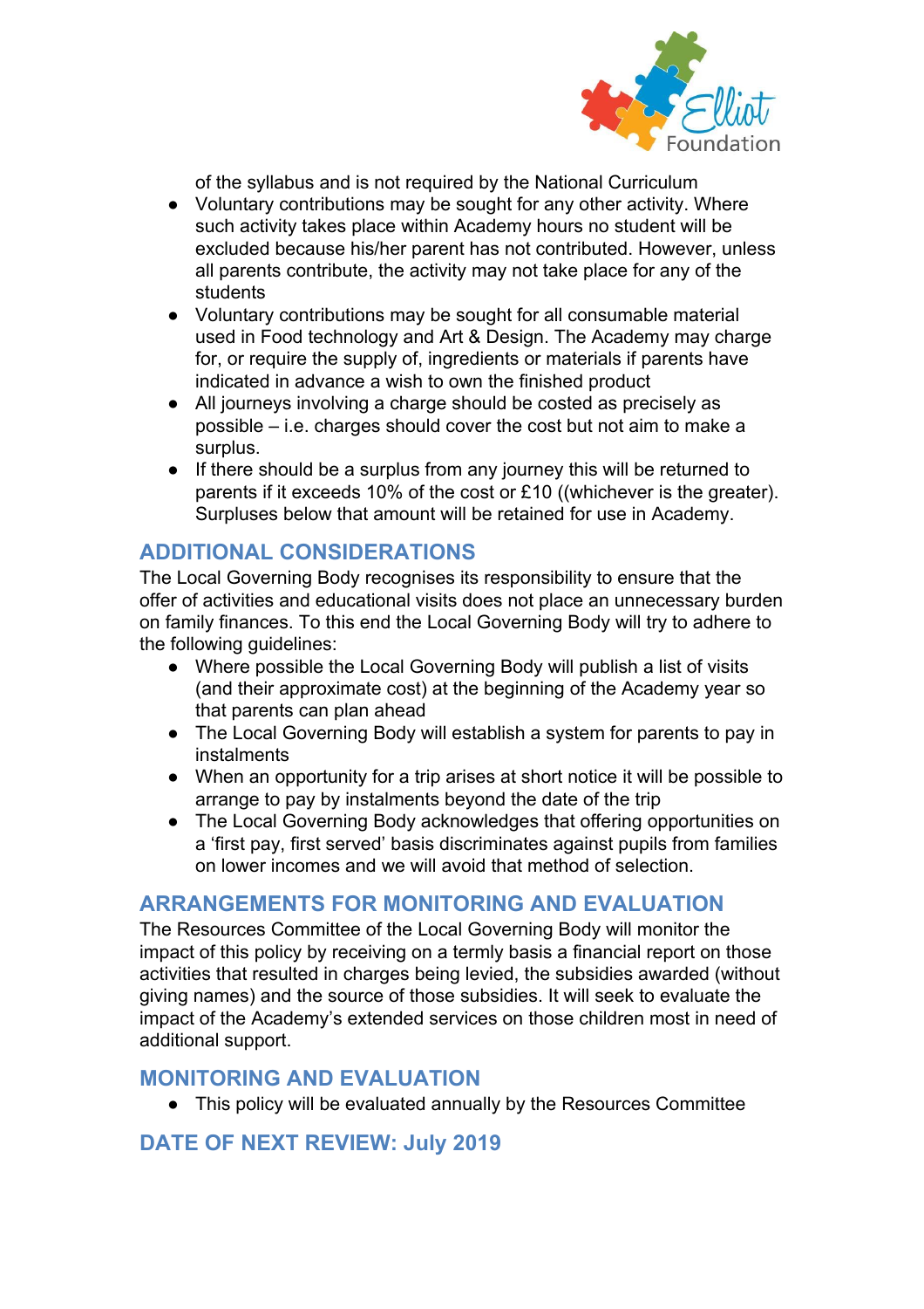of the syllabus and is not required by the National Curriculum

- Voluntary contributions may be sought for any other activity. Where such activity takes place within Academy hours no student will be excluded because his/her parent has not contributed. However, unless all parents contribute, the activity may not take place for any of the students
- Voluntary contributions may be sought for all consumable material used in Food technology and Art & Design. The Academy may charge for, or require the supply of, ingredients or materials if parents have indicated in advance a wish to own the finished product
- All journeys involving a charge should be costed as precisely as possible – i.e. charges should cover the cost but not aim to make a surplus.
- If there should be a surplus from any journey this will be returned to parents if it exceeds 10% of the cost or £10 ((whichever is the greater). Surpluses below that amount will be retained for use in Academy.

## ADDITIONAL CONSIDERATIONS

The Local Governing Body recognises its responsibility to ensure that the offer of activities and educational visits does not place an unnecessary burden on family finances. To this end the Local Governing Body will try to adhere to the following guidelines:

- Where possible the Local Governing Body will publish a list of visits (and their approximate cost) at the beginning of the Academy year so that parents can plan ahead
- The Local Governing Body will establish a system for parents to pay in instalments
- When an opportunity for a trip arises at short notice it will be possible to arrange to pay by instalments beyond the date of the trip
- The Local Governing Body acknowledges that offering opportunities on a 'first pay, first served' basis discriminates against pupils from families on lower incomes and we will avoid that method of selection.

## ARRANGEMENTS FOR MONITORING AND EVALUATION

The Resources Committee of the Local Governing Body will monitor the impact of this policy by receiving on a termly basis a financial report on those activities that resulted in charges being levied, the subsidies awarded (without giving names) and the source of those subsidies. It will seek to evaluate the impact of the Academy's extended services on those children most in need of additional support.

## MONITORING AND EVALUATION

- This policy will be evaluated annually by the Resources Committee

## DATE OF NEXT REVIEW: July 2019